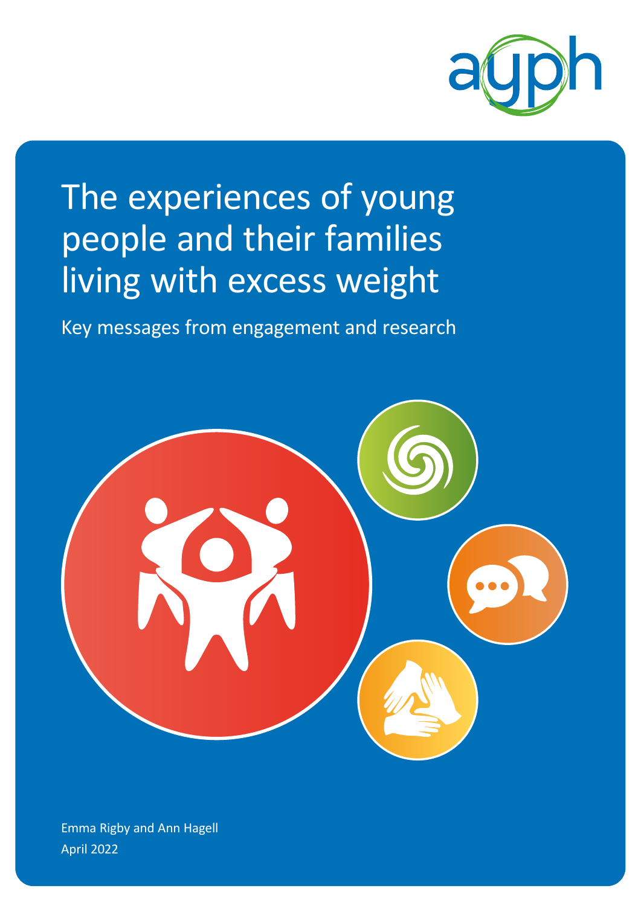ayph

# The experiences of young people and their families living with excess weight

Key messages from engagement and research

Emma Rigby and Ann Hagell

April 2022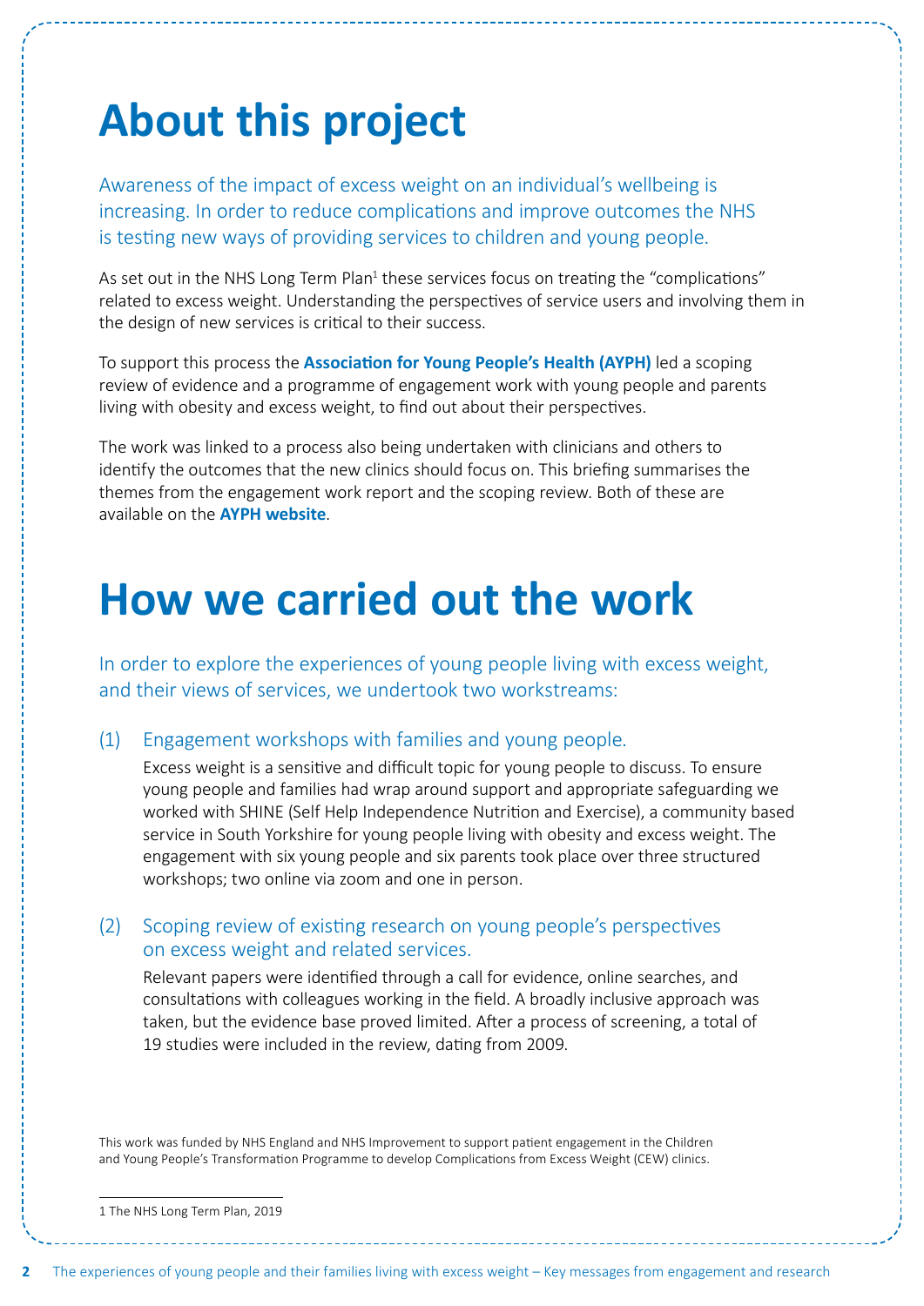# About this project

Awareness of the impact of excess weight on an individual's wellbeing is increasing. In order to reduce complications and improve outcomes the NHS is testing new ways of providing services to children and young people.

As set out in the NHS Long Term Plan[1] these services focus on treating the "complications" related to excess weight. Understanding the perspectives of service users and involving them in the design of new services is critical to their success.

To support this process the **Association for Young People's Health (AYPH)** led a scoping review of evidence and a programme of engagement work with young people and parents living with obesity and excess weight, to find out about their perspectives.

The work was linked to a process also being undertaken with clinicians and others to identify the outcomes that the new clinics should focus on. This briefing summarises the themes from the engagement work report and the scoping review. Both of these are available on the **AYPH website**.

# How we carried out the work

In order to explore the experiences of young people living with excess weight, and their views of services, we undertook two workstreams:

(1) Engagement workshops with families and young people.

Excess weight is a sensitive and difficult topic for young people to discuss. To ensure young people and families had wrap around support and appropriate safeguarding we worked with SHINE (Self Help Independence Nutrition and Exercise), a community based service in South Yorkshire for young people living with obesity and excess weight. The engagement with six young people and six parents took place over three structured workshops; two online via zoom and one in person.

(2) Scoping review of existing research on young people's perspectives on excess weight and related services.

Relevant papers were identified through a call for evidence, online searches, and consultations with colleagues working in the field. A broadly inclusive approach was taken, but the evidence base proved limited. After a process of screening, a total of 19 studies were included in the review, dating from 2009.

This work was funded by NHS England and NHS Improvement to support patient engagement in the Children and Young People's Transformation Programme to develop Complications from Excess Weight (CEW) clinics.

1 The NHS Long Term Plan, 2019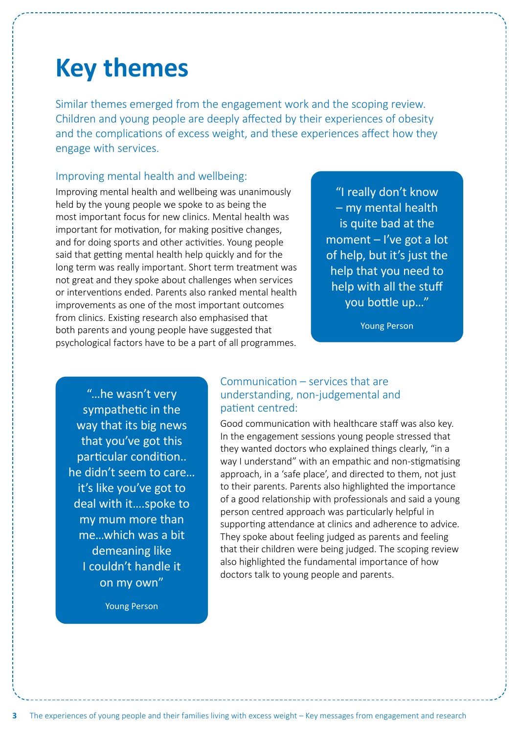# Key themes

Similar themes emerged from the engagement work and the scoping review. Children and young people are deeply affected by their experiences of obesity and the complications of excess weight, and these experiences affect how they engage with services.

### Improving mental health and wellbeing:

Improving mental health and wellbeing was unanimously held by the young people we spoke to as being the most important focus for new clinics. Mental health was important for motivation, for making positive changes, and for doing sports and other activities. Young people said that getting mental health help quickly and for the long term was really important. Short term treatment was not great and they spoke about challenges when services or interventions ended. Parents also ranked mental health improvements as one of the most important outcomes from clinics. Existing research also emphasised that both parents and young people have suggested that psychological factors have to be a part of all programmes.

> "I really don't know – my mental health is quite bad at the moment – I've got a lot of help, but it's just the help that you need to help with all the stuff you bottle up…"
>
> Young Person

### Communication – services that are understanding, non-judgemental and patient centred:

Good communication with healthcare staff was also key. In the engagement sessions young people stressed that they wanted doctors who explained things clearly, "in a way I understand" with an empathic and non-stigmatising approach, in a 'safe place', and directed to them, not just to their parents. Parents also highlighted the importance of a good relationship with professionals and said a young person centred approach was particularly helpful in supporting attendance at clinics and adherence to advice. They spoke about feeling judged as parents and feeling that their children were being judged. The scoping review also highlighted the fundamental importance of how doctors talk to young people and parents.

> "…he wasn't very sympathetic in the way that its big news that you've got this particular condition.. he didn't seem to care… it's like you've got to deal with it….spoke to my mum more than me…which was a bit demeaning like I couldn't handle it on my own"
>
> Young Person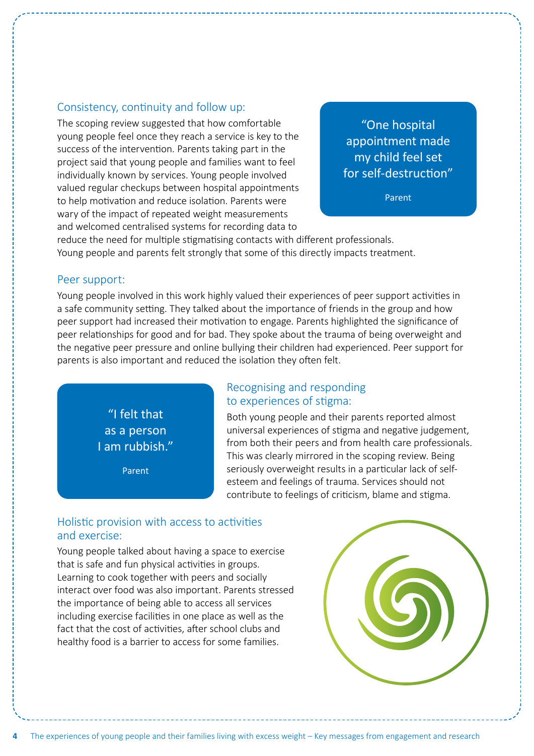### Consistency, continuity and follow up:

The scoping review suggested that how comfortable young people feel once they reach a service is key to the success of the intervention. Parents taking part in the project said that young people and families want to feel individually known by services. Young people involved valued regular checkups between hospital appointments to help motivation and reduce isolation. Parents were wary of the impact of repeated weight measurements and welcomed centralised systems for recording data to reduce the need for multiple stigmatising contacts with different professionals. Young people and parents felt strongly that some of this directly impacts treatment.

> "One hospital appointment made my child feel set for self-destruction"
>
> Parent

### Peer support:

Young people involved in this work highly valued their experiences of peer support activities in a safe community setting. They talked about the importance of friends in the group and how peer support had increased their motivation to engage. Parents highlighted the significance of peer relationships for good and for bad. They spoke about the trauma of being overweight and the negative peer pressure and online bullying their children had experienced. Peer support for parents is also important and reduced the isolation they often felt.

> "I felt that as a person I am rubbish."
>
> Parent

### Recognising and responding to experiences of stigma:

Both young people and their parents reported almost universal experiences of stigma and negative judgement, from both their peers and from health care professionals. This was clearly mirrored in the scoping review. Being seriously overweight results in a particular lack of self-esteem and feelings of trauma. Services should not contribute to feelings of criticism, blame and stigma.

### Holistic provision with access to activities and exercise:

Young people talked about having a space to exercise that is safe and fun physical activities in groups. Learning to cook together with peers and socially interact over food was also important. Parents stressed the importance of being able to access all services including exercise facilities in one place as well as the fact that the cost of activities, after school clubs and healthy food is a barrier to access for some families.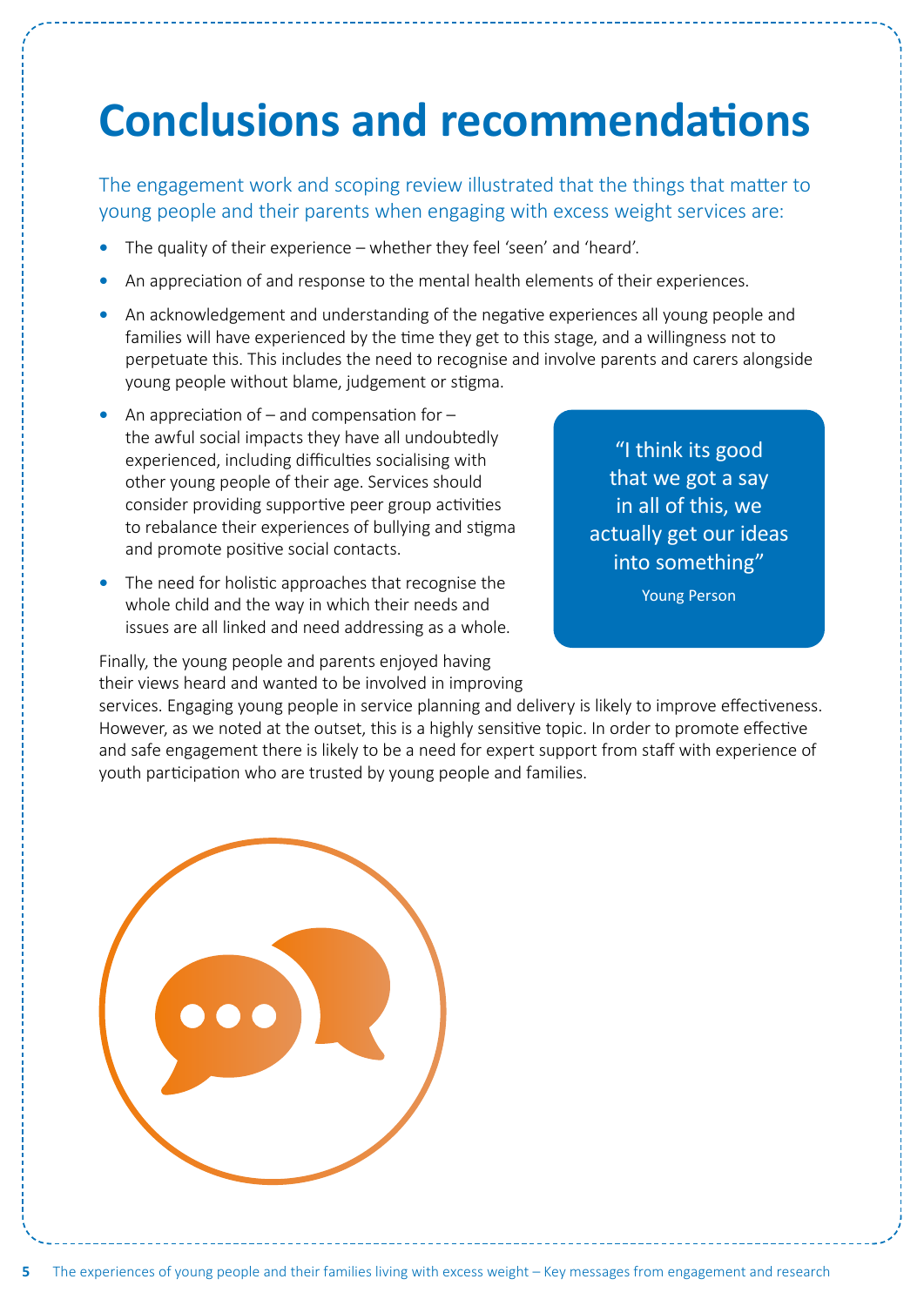# Conclusions and recommendations

The engagement work and scoping review illustrated that the things that matter to young people and their parents when engaging with excess weight services are:

- The quality of their experience – whether they feel 'seen' and 'heard'.
- An appreciation of and response to the mental health elements of their experiences.
- An acknowledgement and understanding of the negative experiences all young people and families will have experienced by the time they get to this stage, and a willingness not to perpetuate this. This includes the need to recognise and involve parents and carers alongside young people without blame, judgement or stigma.
- An appreciation of – and compensation for – the awful social impacts they have all undoubtedly experienced, including difficulties socialising with other young people of their age. Services should consider providing supportive peer group activities to rebalance their experiences of bullying and stigma and promote positive social contacts.
- The need for holistic approaches that recognise the whole child and the way in which their needs and issues are all linked and need addressing as a whole.

> "I think its good that we got a say in all of this, we actually get our ideas into something"
>
> Young Person

Finally, the young people and parents enjoyed having their views heard and wanted to be involved in improving services. Engaging young people in service planning and delivery is likely to improve effectiveness. However, as we noted at the outset, this is a highly sensitive topic. In order to promote effective and safe engagement there is likely to be a need for expert support from staff with experience of youth participation who are trusted by young people and families.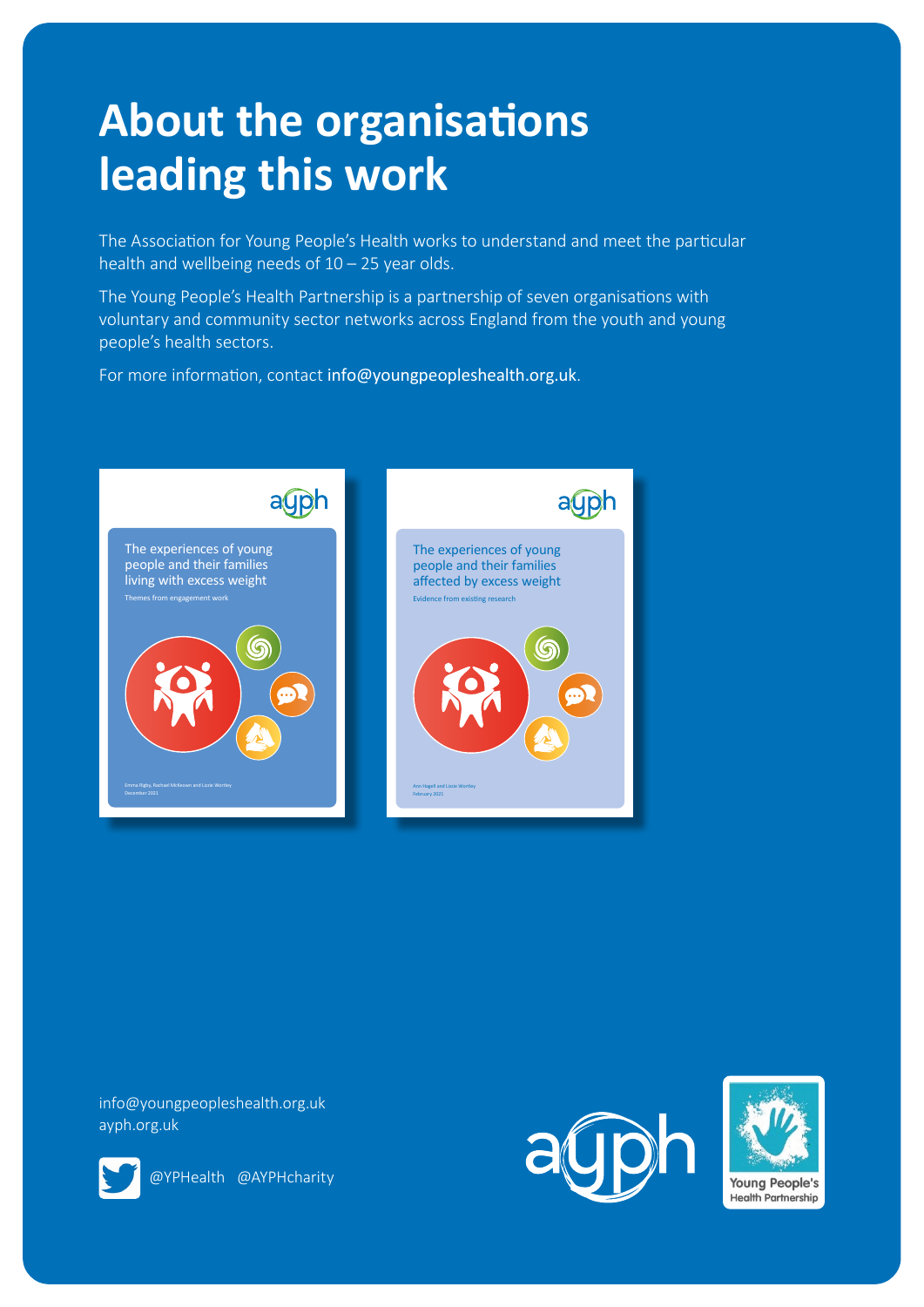# About the organisations leading this work

The Association for Young People's Health works to understand and meet the particular health and wellbeing needs of 10 – 25 year olds.

The Young People's Health Partnership is a partnership of seven organisations with voluntary and community sector networks across England from the youth and young people's health sectors.

For more information, contact info@youngpeopleshealth.org.uk.

ayph

The experiences of young people and their families living with excess weight

Themes from engagement work

Emma Rigby, Rachael McKeown and Lizzie Wortley
December 2021

ayph

The experiences of young people and their families affected by excess weight

Evidence from existing research

Ann Hagell and Lizzie Wortley
February 2021

info@youngpeopleshealth.org.uk
ayph.org.uk

@YPHealth @AYPHcharity

ayph

Young People's Health Partnership